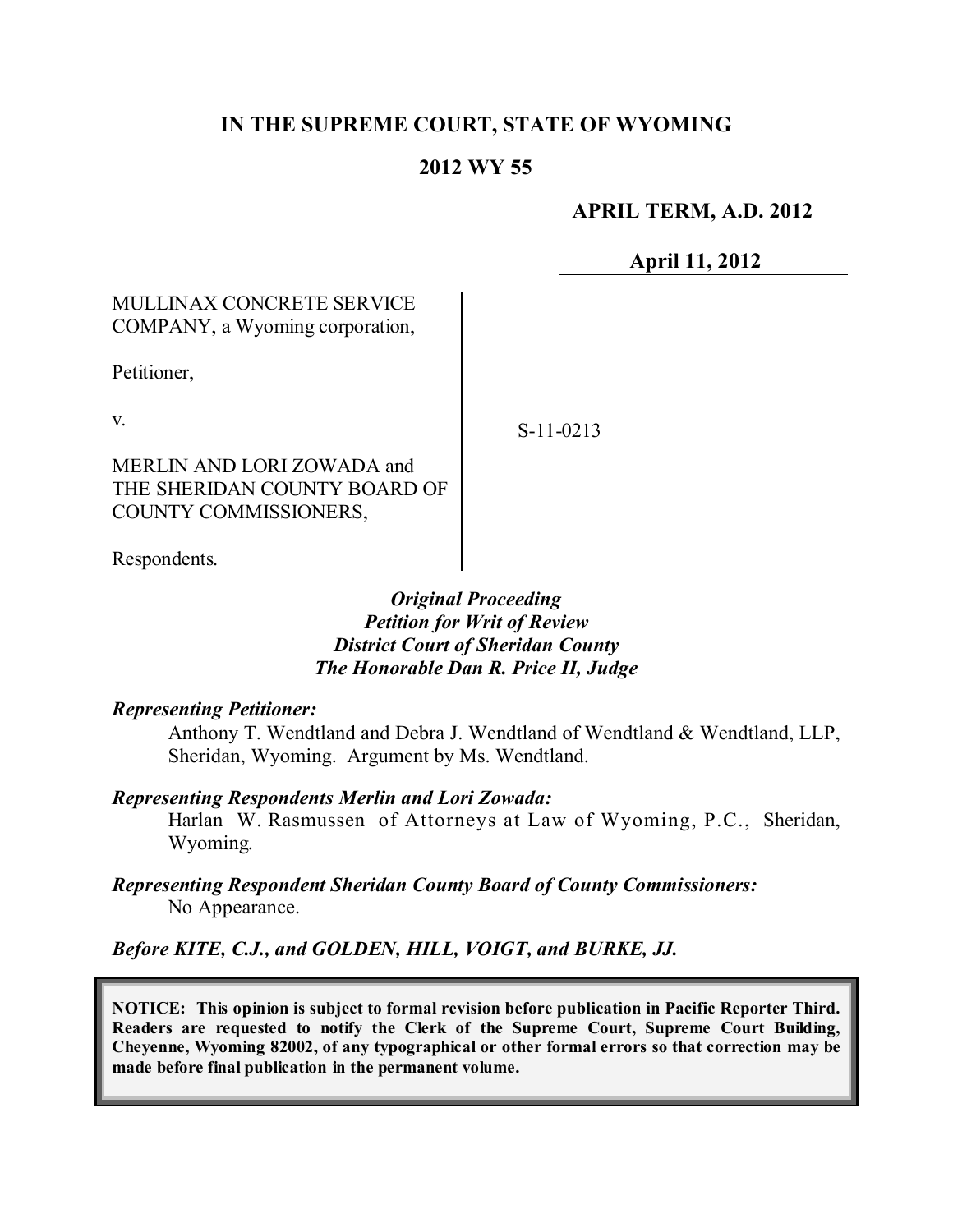# IN THE SUPREME COURT, STATE OF WYOMING

## 2012 WY 55

**APRIL TERM, A.D. 2012**

**April 11, 2012**

MULLINAX CONCRETE SERVICE COMPANY, a Wyoming corporation,

Petitioner,

v.

MERLIN AND LORI ZOWADA and THE SHERIDAN COUNTY BOARD OF COUNTY COMMISSIONERS,

Respondents.

S-11-0213

***Original Proceeding***
***Petition for Writ of Review***
***District Court of Sheridan County***
***The Honorable Dan R. Price II, Judge***

***Representing Petitioner:***

Anthony T. Wendtland and Debra J. Wendtland of Wendtland & Wendtland, LLP, Sheridan, Wyoming. Argument by Ms. Wendtland.

***Representing Respondents Merlin and Lori Zowada:***

Harlan W. Rasmussen of Attorneys at Law of Wyoming, P.C., Sheridan, Wyoming.

***Representing Respondent Sheridan County Board of County Commissioners:***

No Appearance.

***Before KITE, C.J., and GOLDEN, HILL, VOIGT, and BURKE, JJ.***

**NOTICE: This opinion is subject to formal revision before publication in Pacific Reporter Third. Readers are requested to notify the Clerk of the Supreme Court, Supreme Court Building, Cheyenne, Wyoming 82002, of any typographical or other formal errors so that correction may be made before final publication in the permanent volume.**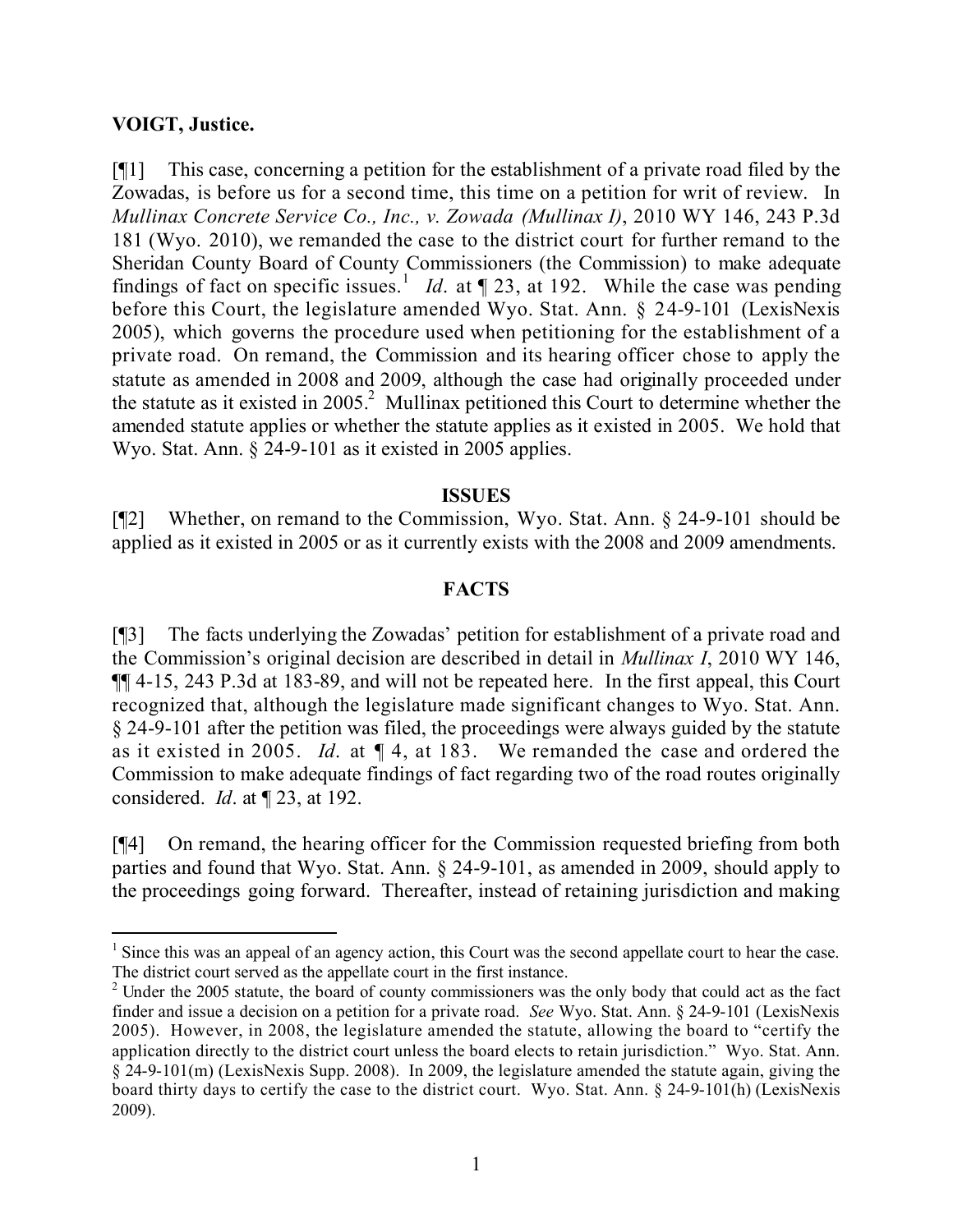**VOIGT, Justice.**

[¶1] This case, concerning a petition for the establishment of a private road filed by the Zowadas, is before us for a second time, this time on a petition for writ of review. In *Mullinax Concrete Service Co., Inc., v. Zowada (Mullinax I)*, 2010 WY 146, 243 P.3d 181 (Wyo. 2010), we remanded the case to the district court for further remand to the Sheridan County Board of County Commissioners (the Commission) to make adequate findings of fact on specific issues.[1] *Id*. at ¶ 23, at 192. While the case was pending before this Court, the legislature amended Wyo. Stat. Ann. § 24-9-101 (LexisNexis 2005), which governs the procedure used when petitioning for the establishment of a private road. On remand, the Commission and its hearing officer chose to apply the statute as amended in 2008 and 2009, although the case had originally proceeded under the statute as it existed in 2005.[2] Mullinax petitioned this Court to determine whether the amended statute applies or whether the statute applies as it existed in 2005. We hold that Wyo. Stat. Ann. § 24-9-101 as it existed in 2005 applies.

## ISSUES

[¶2] Whether, on remand to the Commission, Wyo. Stat. Ann. § 24-9-101 should be applied as it existed in 2005 or as it currently exists with the 2008 and 2009 amendments.

## FACTS

[¶3] The facts underlying the Zowadas' petition for establishment of a private road and the Commission's original decision are described in detail in *Mullinax I*, 2010 WY 146, ¶¶ 4-15, 243 P.3d at 183-89, and will not be repeated here. In the first appeal, this Court recognized that, although the legislature made significant changes to Wyo. Stat. Ann. § 24-9-101 after the petition was filed, the proceedings were always guided by the statute as it existed in 2005. *Id*. at ¶ 4, at 183. We remanded the case and ordered the Commission to make adequate findings of fact regarding two of the road routes originally considered. *Id*. at ¶ 23, at 192.

[¶4] On remand, the hearing officer for the Commission requested briefing from both parties and found that Wyo. Stat. Ann. § 24-9-101, as amended in 2009, should apply to the proceedings going forward. Thereafter, instead of retaining jurisdiction and making

---

[1] Since this was an appeal of an agency action, this Court was the second appellate court to hear the case. The district court served as the appellate court in the first instance.

[2] Under the 2005 statute, the board of county commissioners was the only body that could act as the fact finder and issue a decision on a petition for a private road. *See* Wyo. Stat. Ann. § 24-9-101 (LexisNexis 2005). However, in 2008, the legislature amended the statute, allowing the board to "certify the application directly to the district court unless the board elects to retain jurisdiction." Wyo. Stat. Ann. § 24-9-101(m) (LexisNexis Supp. 2008). In 2009, the legislature amended the statute again, giving the board thirty days to certify the case to the district court. Wyo. Stat. Ann. § 24-9-101(h) (LexisNexis 2009).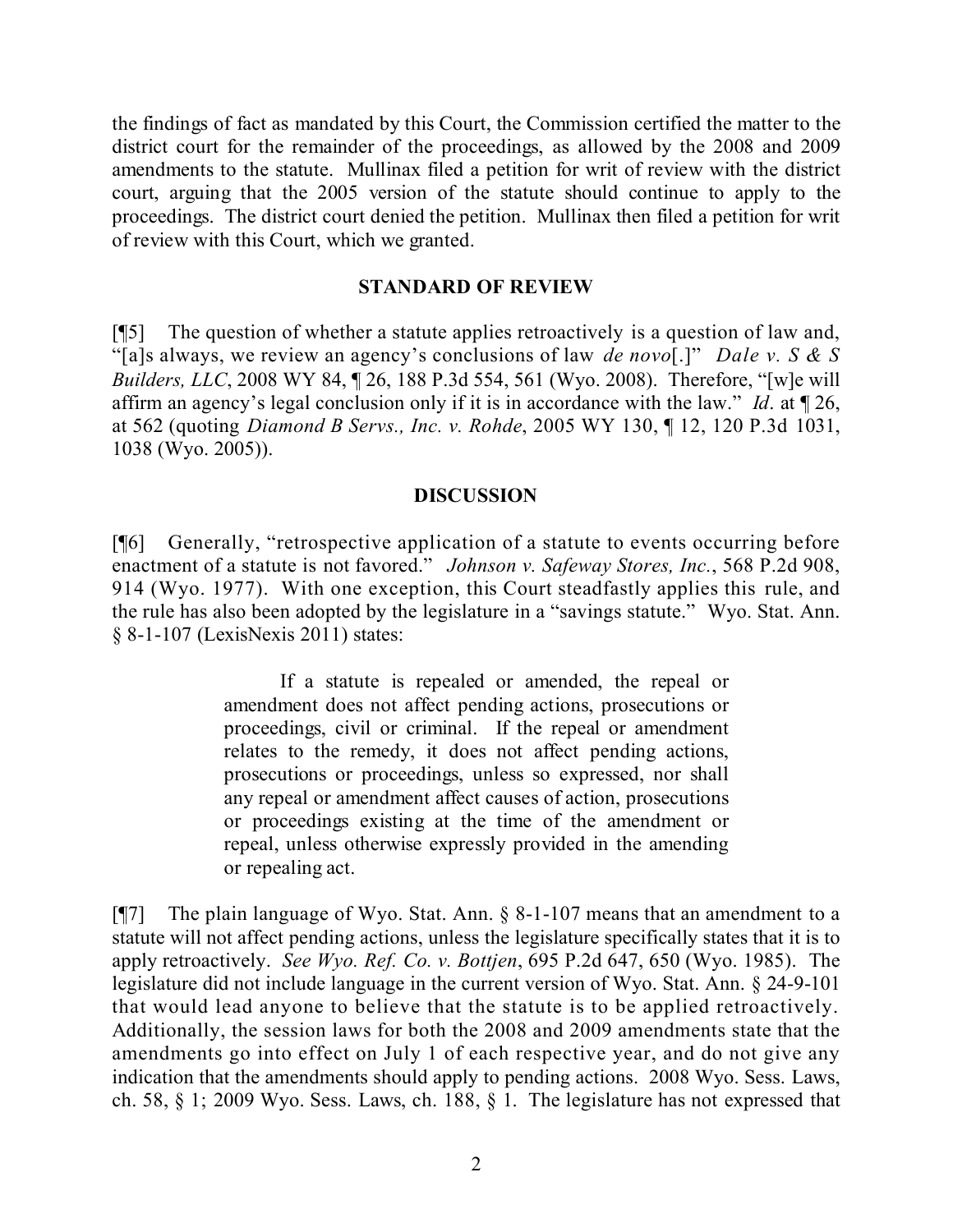the findings of fact as mandated by this Court, the Commission certified the matter to the district court for the remainder of the proceedings, as allowed by the 2008 and 2009 amendments to the statute. Mullinax filed a petition for writ of review with the district court, arguing that the 2005 version of the statute should continue to apply to the proceedings. The district court denied the petition. Mullinax then filed a petition for writ of review with this Court, which we granted.

## STANDARD OF REVIEW

[¶5] The question of whether a statute applies retroactively is a question of law and, "[a]s always, we review an agency's conclusions of law *de novo*[.]" *Dale v. S & S Builders, LLC*, 2008 WY 84, ¶ 26, 188 P.3d 554, 561 (Wyo. 2008). Therefore, "[w]e will affirm an agency's legal conclusion only if it is in accordance with the law." *Id*. at ¶ 26, at 562 (quoting *Diamond B Servs., Inc. v. Rohde*, 2005 WY 130, ¶ 12, 120 P.3d 1031, 1038 (Wyo. 2005)).

## DISCUSSION

[¶6] Generally, "retrospective application of a statute to events occurring before enactment of a statute is not favored." *Johnson v. Safeway Stores, Inc.*, 568 P.2d 908, 914 (Wyo. 1977). With one exception, this Court steadfastly applies this rule, and the rule has also been adopted by the legislature in a "savings statute." Wyo. Stat. Ann. § 8-1-107 (LexisNexis 2011) states:

> If a statute is repealed or amended, the repeal or amendment does not affect pending actions, prosecutions or proceedings, civil or criminal. If the repeal or amendment relates to the remedy, it does not affect pending actions, prosecutions or proceedings, unless so expressed, nor shall any repeal or amendment affect causes of action, prosecutions or proceedings existing at the time of the amendment or repeal, unless otherwise expressly provided in the amending or repealing act.

[¶7] The plain language of Wyo. Stat. Ann. § 8-1-107 means that an amendment to a statute will not affect pending actions, unless the legislature specifically states that it is to apply retroactively. *See Wyo. Ref. Co. v. Bottjen*, 695 P.2d 647, 650 (Wyo. 1985). The legislature did not include language in the current version of Wyo. Stat. Ann. § 24-9-101 that would lead anyone to believe that the statute is to be applied retroactively. Additionally, the session laws for both the 2008 and 2009 amendments state that the amendments go into effect on July 1 of each respective year, and do not give any indication that the amendments should apply to pending actions. 2008 Wyo. Sess. Laws, ch. 58, § 1; 2009 Wyo. Sess. Laws, ch. 188, § 1. The legislature has not expressed that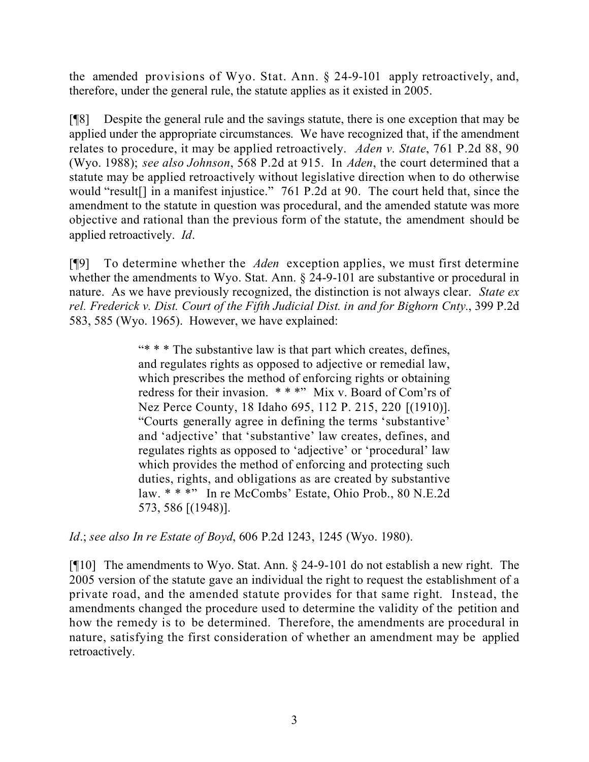the amended provisions of Wyo. Stat. Ann. § 24-9-101 apply retroactively, and, therefore, under the general rule, the statute applies as it existed in 2005.

[¶8] Despite the general rule and the savings statute, there is one exception that may be applied under the appropriate circumstances. We have recognized that, if the amendment relates to procedure, it may be applied retroactively. *Aden v. State*, 761 P.2d 88, 90 (Wyo. 1988); *see also Johnson*, 568 P.2d at 915. In *Aden*, the court determined that a statute may be applied retroactively without legislative direction when to do otherwise would "result[] in a manifest injustice." 761 P.2d at 90. The court held that, since the amendment to the statute in question was procedural, and the amended statute was more objective and rational than the previous form of the statute, the amendment should be applied retroactively. *Id*.

[¶9] To determine whether the *Aden* exception applies, we must first determine whether the amendments to Wyo. Stat. Ann. § 24-9-101 are substantive or procedural in nature. As we have previously recognized, the distinction is not always clear. *State ex rel. Frederick v. Dist. Court of the Fifth Judicial Dist. in and for Bighorn Cnty.*, 399 P.2d 583, 585 (Wyo. 1965). However, we have explained:

> "* * * The substantive law is that part which creates, defines, and regulates rights as opposed to adjective or remedial law, which prescribes the method of enforcing rights or obtaining redress for their invasion. * * *" Mix v. Board of Com'rs of Nez Perce County, 18 Idaho 695, 112 P. 215, 220 [(1910)]. "Courts generally agree in defining the terms 'substantive' and 'adjective' that 'substantive' law creates, defines, and regulates rights as opposed to 'adjective' or 'procedural' law which provides the method of enforcing and protecting such duties, rights, and obligations as are created by substantive law. * * *" In re McCombs' Estate, Ohio Prob., 80 N.E.2d 573, 586 [(1948)].

*Id*.; *see also In re Estate of Boyd*, 606 P.2d 1243, 1245 (Wyo. 1980).

[¶10] The amendments to Wyo. Stat. Ann. § 24-9-101 do not establish a new right. The 2005 version of the statute gave an individual the right to request the establishment of a private road, and the amended statute provides for that same right. Instead, the amendments changed the procedure used to determine the validity of the petition and how the remedy is to be determined. Therefore, the amendments are procedural in nature, satisfying the first consideration of whether an amendment may be applied retroactively.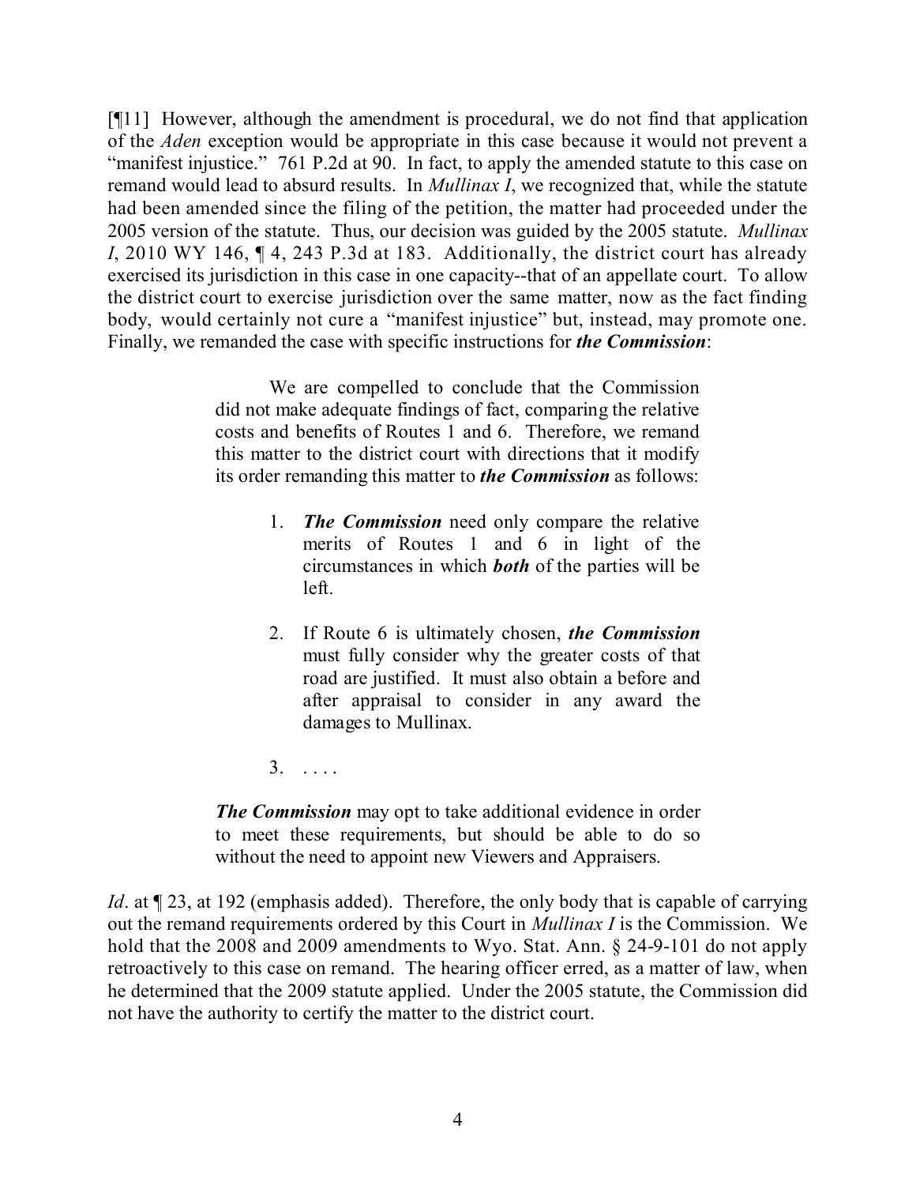[¶11] However, although the amendment is procedural, we do not find that application of the *Aden* exception would be appropriate in this case because it would not prevent a "manifest injustice." 761 P.2d at 90. In fact, to apply the amended statute to this case on remand would lead to absurd results. In *Mullinax I*, we recognized that, while the statute had been amended since the filing of the petition, the matter had proceeded under the 2005 version of the statute. Thus, our decision was guided by the 2005 statute. *Mullinax I*, 2010 WY 146, ¶ 4, 243 P.3d at 183. Additionally, the district court has already exercised its jurisdiction in this case in one capacity--that of an appellate court. To allow the district court to exercise jurisdiction over the same matter, now as the fact finding body, would certainly not cure a "manifest injustice" but, instead, may promote one. Finally, we remanded the case with specific instructions for ***the Commission***:

> We are compelled to conclude that the Commission did not make adequate findings of fact, comparing the relative costs and benefits of Routes 1 and 6. Therefore, we remand this matter to the district court with directions that it modify its order remanding this matter to ***the Commission*** as follows:
>
> 1. ***The Commission*** need only compare the relative merits of Routes 1 and 6 in light of the circumstances in which ***both*** of the parties will be left.
>
> 2. If Route 6 is ultimately chosen, ***the Commission*** must fully consider why the greater costs of that road are justified. It must also obtain a before and after appraisal to consider in any award the damages to Mullinax.
>
> 3. . . . .
>
> ***The Commission*** may opt to take additional evidence in order to meet these requirements, but should be able to do so without the need to appoint new Viewers and Appraisers.

*Id*. at ¶ 23, at 192 (emphasis added). Therefore, the only body that is capable of carrying out the remand requirements ordered by this Court in *Mullinax I* is the Commission. We hold that the 2008 and 2009 amendments to Wyo. Stat. Ann. § 24-9-101 do not apply retroactively to this case on remand. The hearing officer erred, as a matter of law, when he determined that the 2009 statute applied. Under the 2005 statute, the Commission did not have the authority to certify the matter to the district court.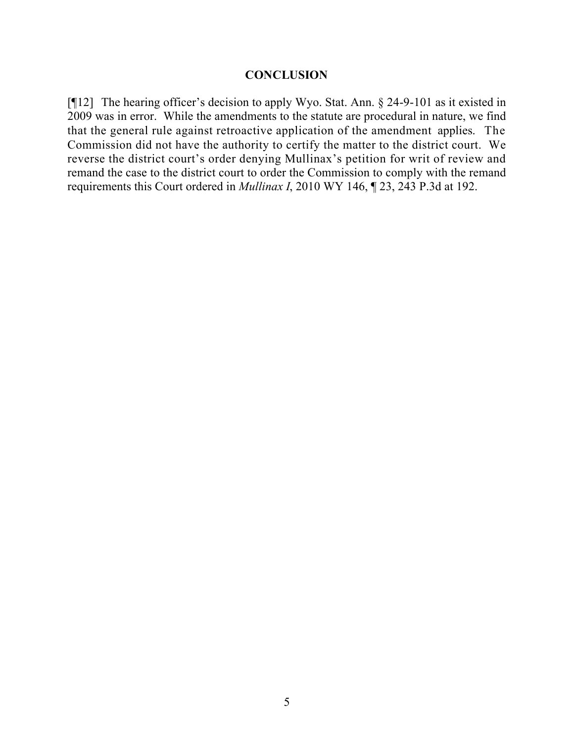## CONCLUSION

[¶12] The hearing officer's decision to apply Wyo. Stat. Ann. § 24-9-101 as it existed in 2009 was in error. While the amendments to the statute are procedural in nature, we find that the general rule against retroactive application of the amendment applies. The Commission did not have the authority to certify the matter to the district court. We reverse the district court's order denying Mullinax's petition for writ of review and remand the case to the district court to order the Commission to comply with the remand requirements this Court ordered in *Mullinax I*, 2010 WY 146, ¶ 23, 243 P.3d at 192.